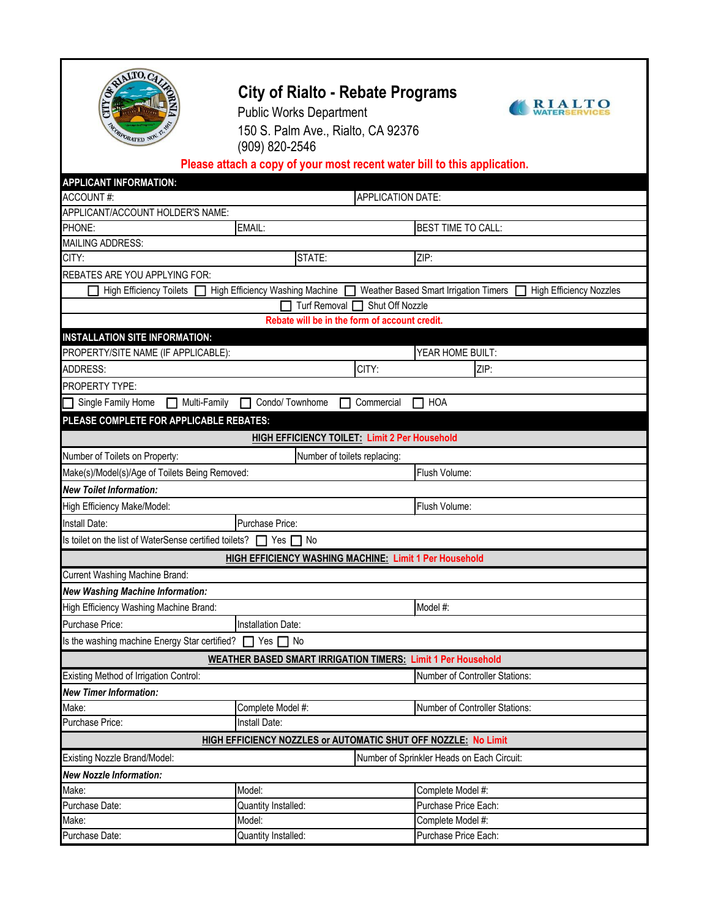# City of Rialto - Rebate Programs

Public Works Department
150 S. Palm Ave., Rialto, CA 92376
(909) 820-2546

RIALTO WATERSERVICES

**Please attach a copy of your most recent water bill to this application.**

## APPLICANT INFORMATION:

| | | |
|---|---|---|
| ACCOUNT #: | | APPLICATION DATE: |
| APPLICANT/ACCOUNT HOLDER'S NAME: | | |
| PHONE: | EMAIL: | BEST TIME TO CALL: |
| MAILING ADDRESS: | | |
| CITY: | STATE: | ZIP: |

REBATES ARE YOU APPLYING FOR:

☐ High Efficiency Toilets ☐ High Efficiency Washing Machine ☐ Weather Based Smart Irrigation Timers ☐ High Efficiency Nozzles

☐ Turf Removal ☐ Shut Off Nozzle

**Rebate will be in the form of account credit.**

## INSTALLATION SITE INFORMATION:

| | | |
|---|---|---|
| PROPERTY/SITE NAME (IF APPLICABLE): | | YEAR HOME BUILT: |
| ADDRESS: | CITY: | ZIP: |
| PROPERTY TYPE: | | |

☐ Single Family Home ☐ Multi-Family ☐ Condo/ Townhome ☐ Commercial ☐ HOA

## PLEASE COMPLETE FOR APPLICABLE REBATES:

### HIGH EFFICIENCY TOILET: Limit 2 Per Household

| | | |
|---|---|---|
| Number of Toilets on Property: | Number of toilets replacing: | |
| Make(s)/Model(s)/Age of Toilets Being Removed: | | Flush Volume: |
| ***New Toilet Information:*** | | |
| High Efficiency Make/Model: | | Flush Volume: |
| Install Date: | Purchase Price: | |

Is toilet on the list of WaterSense certified toilets? ☐ Yes ☐ No

### HIGH EFFICIENCY WASHING MACHINE: Limit 1 Per Household

| | | |
|---|---|---|
| Current Washing Machine Brand: | | |
| ***New Washing Machine Information:*** | | |
| High Efficiency Washing Machine Brand: | | Model #: |
| Purchase Price: | Installation Date: | |

Is the washing machine Energy Star certified? ☐ Yes ☐ No

### WEATHER BASED SMART IRRIGATION TIMERS: Limit 1 Per Household

| | | |
|---|---|---|
| Existing Method of Irrigation Control: | | Number of Controller Stations: |
| ***New Timer Information:*** | | |
| Make: | Complete Model #: | Number of Controller Stations: |
| Purchase Price: | Install Date: | |

### HIGH EFFICIENCY NOZZLES or AUTOMATIC SHUT OFF NOZZLE: No Limit

| | | |
|---|---|---|
| Existing Nozzle Brand/Model: | Number of Sprinkler Heads on Each Circuit: | |
| ***New Nozzle Information:*** | | |
| Make: | Model: | Complete Model #: |
| Purchase Date: | Quantity Installed: | Purchase Price Each: |
| Make: | Model: | Complete Model #: |
| Purchase Date: | Quantity Installed: | Purchase Price Each: |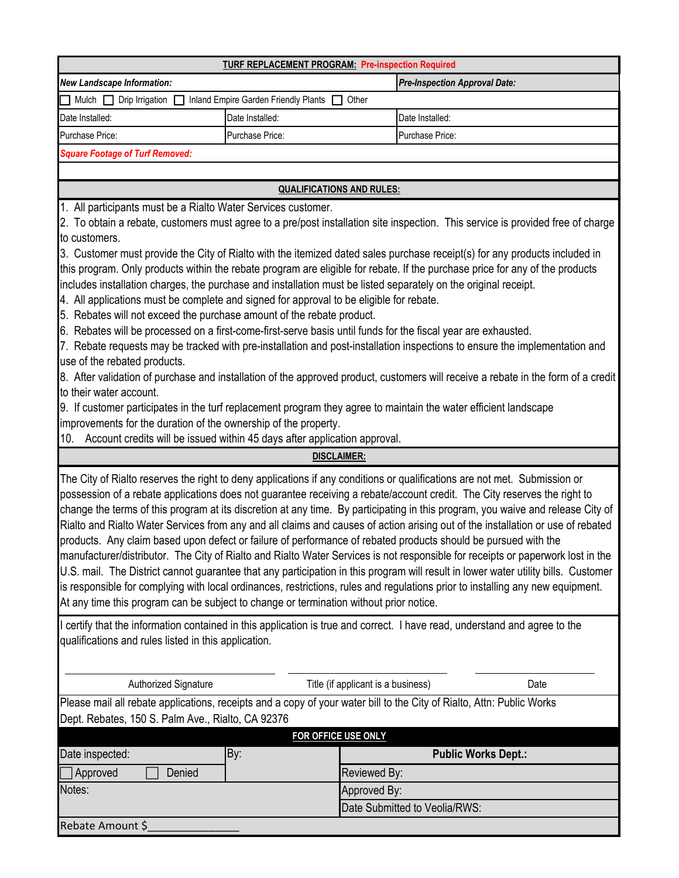| **TURF REPLACEMENT PROGRAM:** ***Pre-inspection Required*** | | |
|---|---|---|
| ***New Landscape Information:*** | | ***Pre-Inspection Approval Date:*** |
| ☐ Mulch ☐ Drip Irrigation ☐ Inland Empire Garden Friendly Plants ☐ Other | | |
| Date Installed: | Date Installed: | Date Installed: |
| Purchase Price: | Purchase Price: | Purchase Price: |
| ***Square Footage of Turf Removed:*** | | |
| | | |

## QUALIFICATIONS AND RULES:

1. All participants must be a Rialto Water Services customer.
2. To obtain a rebate, customers must agree to a pre/post installation site inspection. This service is provided free of charge to customers.
3. Customer must provide the City of Rialto with the itemized dated sales purchase receipt(s) for any products included in this program. Only products within the rebate program are eligible for rebate. If the purchase price for any of the products includes installation charges, the purchase and installation must be listed separately on the original receipt.
4. All applications must be complete and signed for approval to be eligible for rebate.
5. Rebates will not exceed the purchase amount of the rebate product.
6. Rebates will be processed on a first-come-first-serve basis until funds for the fiscal year are exhausted.
7. Rebate requests may be tracked with pre-installation and post-installation inspections to ensure the implementation and use of the rebated products.
8. After validation of purchase and installation of the approved product, customers will receive a rebate in the form of a credit to their water account.
9. If customer participates in the turf replacement program they agree to maintain the water efficient landscape improvements for the duration of the ownership of the property.
10. Account credits will be issued within 45 days after application approval.

## DISCLAIMER:

The City of Rialto reserves the right to deny applications if any conditions or qualifications are not met. Submission or possession of a rebate applications does not guarantee receiving a rebate/account credit. The City reserves the right to change the terms of this program at its discretion at any time. By participating in this program, you waive and release City of Rialto and Rialto Water Services from any and all claims and causes of action arising out of the installation or use of rebated products. Any claim based upon defect or failure of performance of rebated products should be pursued with the manufacturer/distributor. The City of Rialto and Rialto Water Services is not responsible for receipts or paperwork lost in the U.S. mail. The District cannot guarantee that any participation in this program will result in lower water utility bills. Customer is responsible for complying with local ordinances, restrictions, rules and regulations prior to installing any new equipment. At any time this program can be subject to change or termination without prior notice.

I certify that the information contained in this application is true and correct. I have read, understand and agree to the qualifications and rules listed in this application.

| ______________________ | ______________________ | ______________________ |
|---|---|---|
| Authorized Signature | Title (if applicant is a business) | Date |

Please mail all rebate applications, receipts and a copy of your water bill to the City of Rialto, Attn: Public Works Dept. Rebates, 150 S. Palm Ave., Rialto, CA 92376

## FOR OFFICE USE ONLY

| Date inspected: | By: | **Public Works Dept.:** |
|---|---|---|
| ☐ Approved ☐ Denied | | Reviewed By: |
| Notes: | | Approved By: |
| | | Date Submitted to Veolia/RWS: |
| Rebate Amount $______________ | | |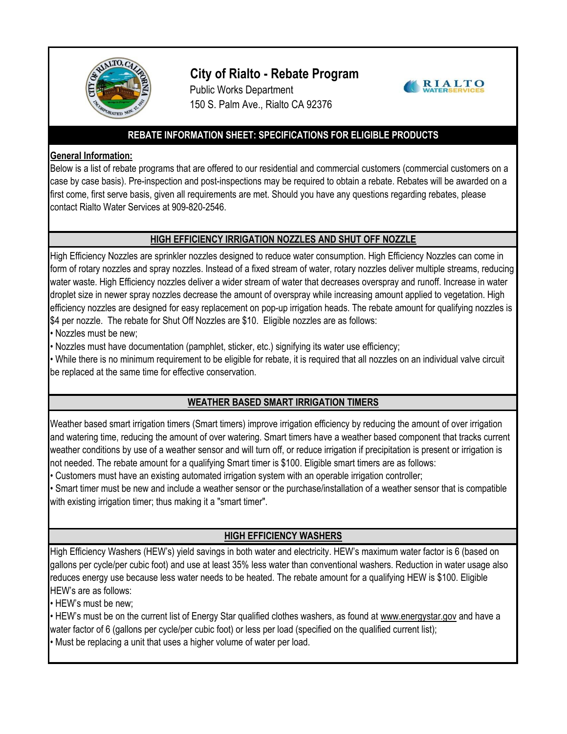# City of Rialto - Rebate Program

Public Works Department
150 S. Palm Ave., Rialto CA 92376

RIALTO WATERSERVICES

## REBATE INFORMATION SHEET: SPECIFICATIONS FOR ELIGIBLE PRODUCTS

**General Information:**

Below is a list of rebate programs that are offered to our residential and commercial customers (commercial customers on a case by case basis). Pre-inspection and post-inspections may be required to obtain a rebate. Rebates will be awarded on a first come, first serve basis, given all requirements are met. Should you have any questions regarding rebates, please contact Rialto Water Services at 909-820-2546.

### HIGH EFFICIENCY IRRIGATION NOZZLES AND SHUT OFF NOZZLE

High Efficiency Nozzles are sprinkler nozzles designed to reduce water consumption. High Efficiency Nozzles can come in form of rotary nozzles and spray nozzles. Instead of a fixed stream of water, rotary nozzles deliver multiple streams, reducing water waste. High Efficiency nozzles deliver a wider stream of water that decreases overspray and runoff. Increase in water droplet size in newer spray nozzles decrease the amount of overspray while increasing amount applied to vegetation. High efficiency nozzles are designed for easy replacement on pop-up irrigation heads. The rebate amount for qualifying nozzles is $4 per nozzle. The rebate for Shut Off Nozzles are $10. Eligible nozzles are as follows:

- Nozzles must be new;
- Nozzles must have documentation (pamphlet, sticker, etc.) signifying its water use efficiency;
- While there is no minimum requirement to be eligible for rebate, it is required that all nozzles on an individual valve circuit be replaced at the same time for effective conservation.

### WEATHER BASED SMART IRRIGATION TIMERS

Weather based smart irrigation timers (Smart timers) improve irrigation efficiency by reducing the amount of over irrigation and watering time, reducing the amount of over watering. Smart timers have a weather based component that tracks current weather conditions by use of a weather sensor and will turn off, or reduce irrigation if precipitation is present or irrigation is not needed. The rebate amount for a qualifying Smart timer is $100. Eligible smart timers are as follows:

- Customers must have an existing automated irrigation system with an operable irrigation controller;
- Smart timer must be new and include a weather sensor or the purchase/installation of a weather sensor that is compatible with existing irrigation timer; thus making it a "smart timer".

### HIGH EFFICIENCY WASHERS

High Efficiency Washers (HEW's) yield savings in both water and electricity. HEW's maximum water factor is 6 (based on gallons per cycle/per cubic foot) and use at least 35% less water than conventional washers. Reduction in water usage also reduces energy use because less water needs to be heated. The rebate amount for a qualifying HEW is $100. Eligible HEW's are as follows:

- HEW's must be new;
- HEW's must be on the current list of Energy Star qualified clothes washers, as found at www.energystar.gov and have a water factor of 6 (gallons per cycle/per cubic foot) or less per load (specified on the qualified current list);
- Must be replacing a unit that uses a higher volume of water per load.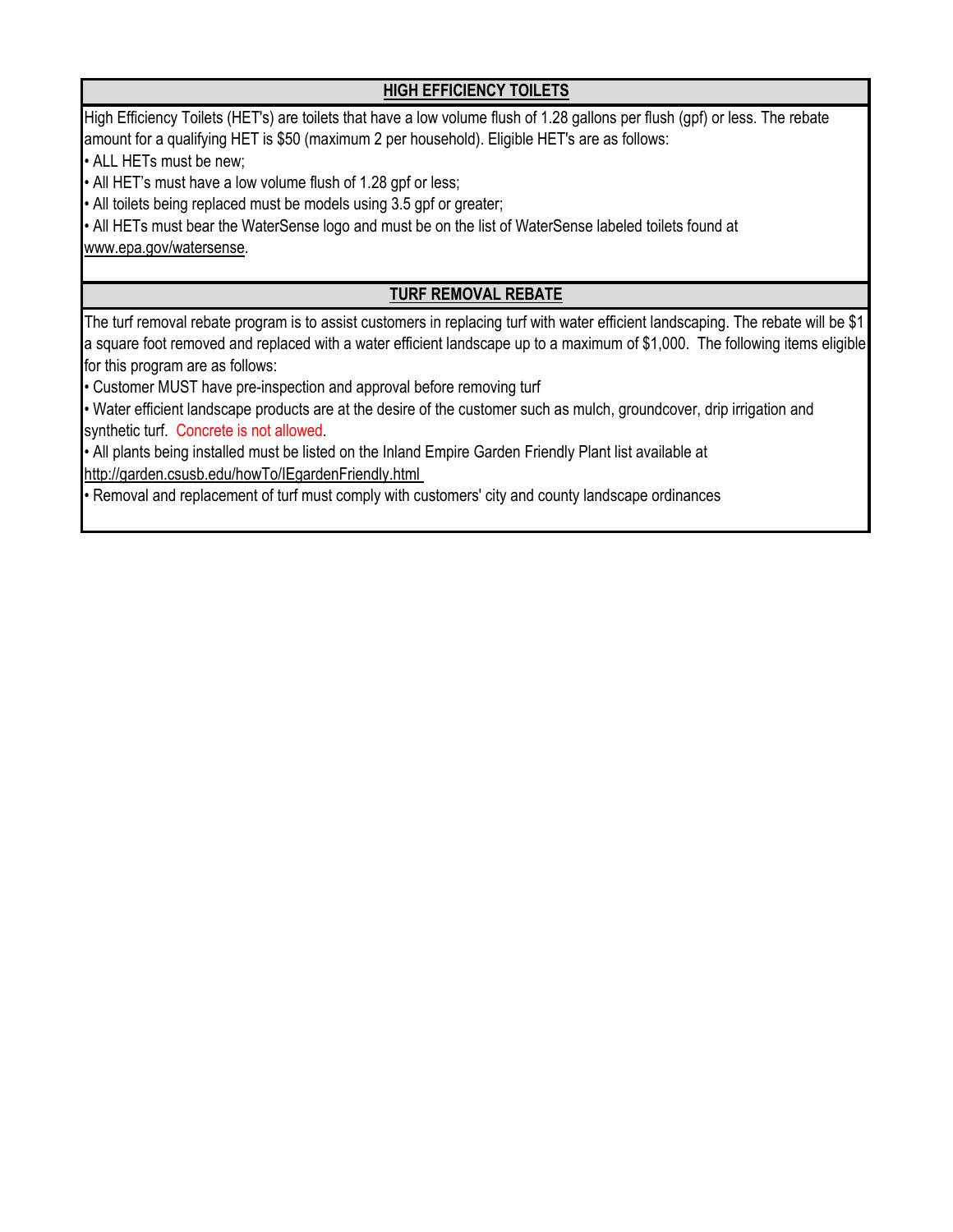## HIGH EFFICIENCY TOILETS

High Efficiency Toilets (HET's) are toilets that have a low volume flush of 1.28 gallons per flush (gpf) or less. The rebate amount for a qualifying HET is $50 (maximum 2 per household). Eligible HET's are as follows:

- ALL HETs must be new;
- All HET's must have a low volume flush of 1.28 gpf or less;
- All toilets being replaced must be models using 3.5 gpf or greater;
- All HETs must bear the WaterSense logo and must be on the list of WaterSense labeled toilets found at www.epa.gov/watersense.

## TURF REMOVAL REBATE

The turf removal rebate program is to assist customers in replacing turf with water efficient landscaping. The rebate will be $1 a square foot removed and replaced with a water efficient landscape up to a maximum of $1,000. The following items eligible for this program are as follows:

- Customer MUST have pre-inspection and approval before removing turf
- Water efficient landscape products are at the desire of the customer such as mulch, groundcover, drip irrigation and synthetic turf. Concrete is not allowed.
- All plants being installed must be listed on the Inland Empire Garden Friendly Plant list available at http://garden.csusb.edu/howTo/IEgardenFriendly.html
- Removal and replacement of turf must comply with customers' city and county landscape ordinances